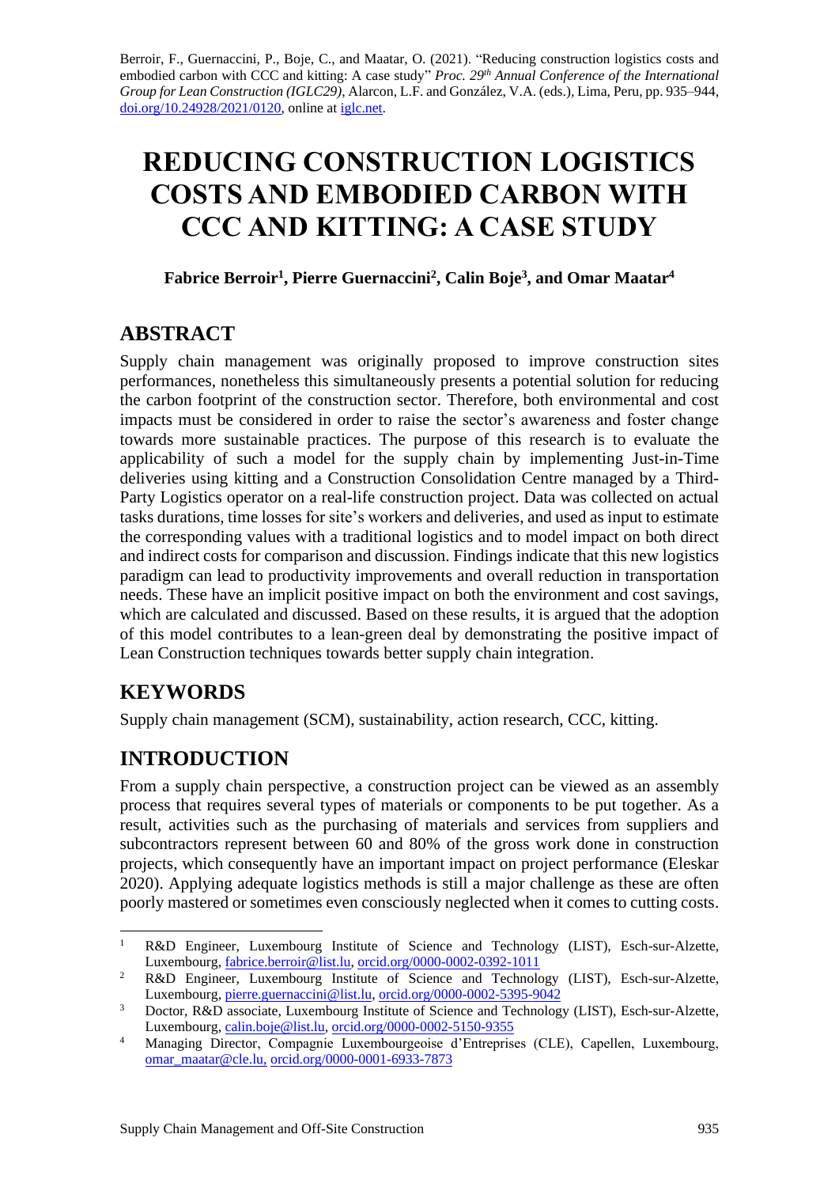Berroir, F., Guernaccini, P., Boje, C., and Maatar, O. (2021). "Reducing construction logistics costs and embodied carbon with CCC and kitting: A case study" *Proc. 29th Annual Conference of the International Group for Lean Construction (IGLC29),* Alarcon, L.F. and González, V.A. (eds.), Lima, Peru, pp. 935–944, doi.org/10.24928/2021/0120, online at iglc.net.

# REDUCING CONSTRUCTION LOGISTICS COSTS AND EMBODIED CARBON WITH CCC AND KITTING: A CASE STUDY

**Fabrice Berroir[1], Pierre Guernaccini[2], Calin Boje[3], and Omar Maatar[4]**

## ABSTRACT

Supply chain management was originally proposed to improve construction sites performances, nonetheless this simultaneously presents a potential solution for reducing the carbon footprint of the construction sector. Therefore, both environmental and cost impacts must be considered in order to raise the sector's awareness and foster change towards more sustainable practices. The purpose of this research is to evaluate the applicability of such a model for the supply chain by implementing Just-in-Time deliveries using kitting and a Construction Consolidation Centre managed by a Third-Party Logistics operator on a real-life construction project. Data was collected on actual tasks durations, time losses for site's workers and deliveries, and used as input to estimate the corresponding values with a traditional logistics and to model impact on both direct and indirect costs for comparison and discussion. Findings indicate that this new logistics paradigm can lead to productivity improvements and overall reduction in transportation needs. These have an implicit positive impact on both the environment and cost savings, which are calculated and discussed. Based on these results, it is argued that the adoption of this model contributes to a lean-green deal by demonstrating the positive impact of Lean Construction techniques towards better supply chain integration.

## KEYWORDS

Supply chain management (SCM), sustainability, action research, CCC, kitting.

## INTRODUCTION

From a supply chain perspective, a construction project can be viewed as an assembly process that requires several types of materials or components to be put together. As a result, activities such as the purchasing of materials and services from suppliers and subcontractors represent between 60 and 80% of the gross work done in construction projects, which consequently have an important impact on project performance (Eleskar 2020). Applying adequate logistics methods is still a major challenge as these are often poorly mastered or sometimes even consciously neglected when it comes to cutting costs.

---

[1] R&D Engineer, Luxembourg Institute of Science and Technology (LIST), Esch-sur-Alzette, Luxembourg, fabrice.berroir@list.lu, orcid.org/0000-0002-0392-1011

[2] R&D Engineer, Luxembourg Institute of Science and Technology (LIST), Esch-sur-Alzette, Luxembourg, pierre.guernaccini@list.lu, orcid.org/0000-0002-5395-9042

[3] Doctor, R&D associate, Luxembourg Institute of Science and Technology (LIST), Esch-sur-Alzette, Luxembourg, calin.boje@list.lu, orcid.org/0000-0002-5150-9355

[4] Managing Director, Compagnie Luxembourgeoise d'Entreprises (CLE), Capellen, Luxembourg, omar_maatar@cle.lu, orcid.org/0000-0001-6933-7873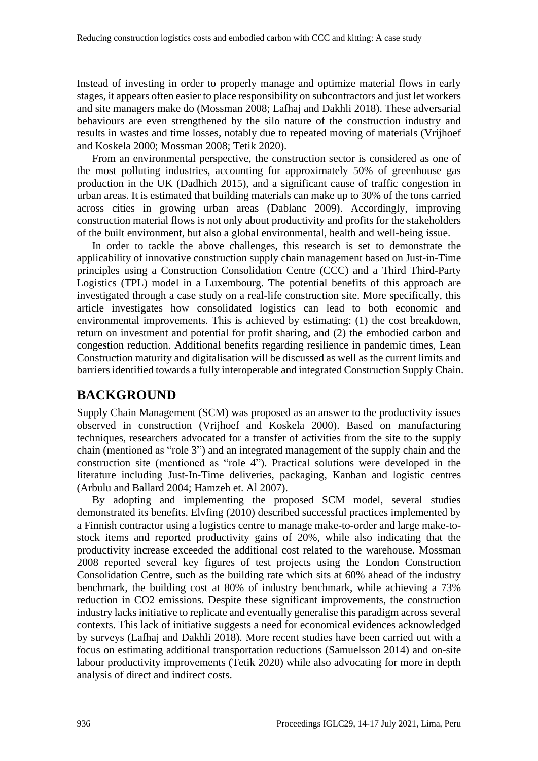Instead of investing in order to properly manage and optimize material flows in early stages, it appears often easier to place responsibility on subcontractors and just let workers and site managers make do (Mossman 2008; Lafhaj and Dakhli 2018). These adversarial behaviours are even strengthened by the silo nature of the construction industry and results in wastes and time losses, notably due to repeated moving of materials (Vrijhoef and Koskela 2000; Mossman 2008; Tetik 2020).

From an environmental perspective, the construction sector is considered as one of the most polluting industries, accounting for approximately 50% of greenhouse gas production in the UK (Dadhich 2015), and a significant cause of traffic congestion in urban areas. It is estimated that building materials can make up to 30% of the tons carried across cities in growing urban areas (Dablanc 2009). Accordingly, improving construction material flows is not only about productivity and profits for the stakeholders of the built environment, but also a global environmental, health and well-being issue.

In order to tackle the above challenges, this research is set to demonstrate the applicability of innovative construction supply chain management based on Just-in-Time principles using a Construction Consolidation Centre (CCC) and a Third Third-Party Logistics (TPL) model in a Luxembourg. The potential benefits of this approach are investigated through a case study on a real-life construction site. More specifically, this article investigates how consolidated logistics can lead to both economic and environmental improvements. This is achieved by estimating: (1) the cost breakdown, return on investment and potential for profit sharing, and (2) the embodied carbon and congestion reduction. Additional benefits regarding resilience in pandemic times, Lean Construction maturity and digitalisation will be discussed as well as the current limits and barriers identified towards a fully interoperable and integrated Construction Supply Chain.

## BACKGROUND

Supply Chain Management (SCM) was proposed as an answer to the productivity issues observed in construction (Vrijhoef and Koskela 2000). Based on manufacturing techniques, researchers advocated for a transfer of activities from the site to the supply chain (mentioned as "role 3") and an integrated management of the supply chain and the construction site (mentioned as "role 4"). Practical solutions were developed in the literature including Just-In-Time deliveries, packaging, Kanban and logistic centres (Arbulu and Ballard 2004; Hamzeh et. Al 2007).

By adopting and implementing the proposed SCM model, several studies demonstrated its benefits. Elvfing (2010) described successful practices implemented by a Finnish contractor using a logistics centre to manage make-to-order and large make-to-stock items and reported productivity gains of 20%, while also indicating that the productivity increase exceeded the additional cost related to the warehouse. Mossman 2008 reported several key figures of test projects using the London Construction Consolidation Centre, such as the building rate which sits at 60% ahead of the industry benchmark, the building cost at 80% of industry benchmark, while achieving a 73% reduction in $CO_2$ emissions. Despite these significant improvements, the construction industry lacks initiative to replicate and eventually generalise this paradigm across several contexts. This lack of initiative suggests a need for economical evidences acknowledged by surveys (Lafhaj and Dakhli 2018). More recent studies have been carried out with a focus on estimating additional transportation reductions (Samuelsson 2014) and on-site labour productivity improvements (Tetik 2020) while also advocating for more in depth analysis of direct and indirect costs.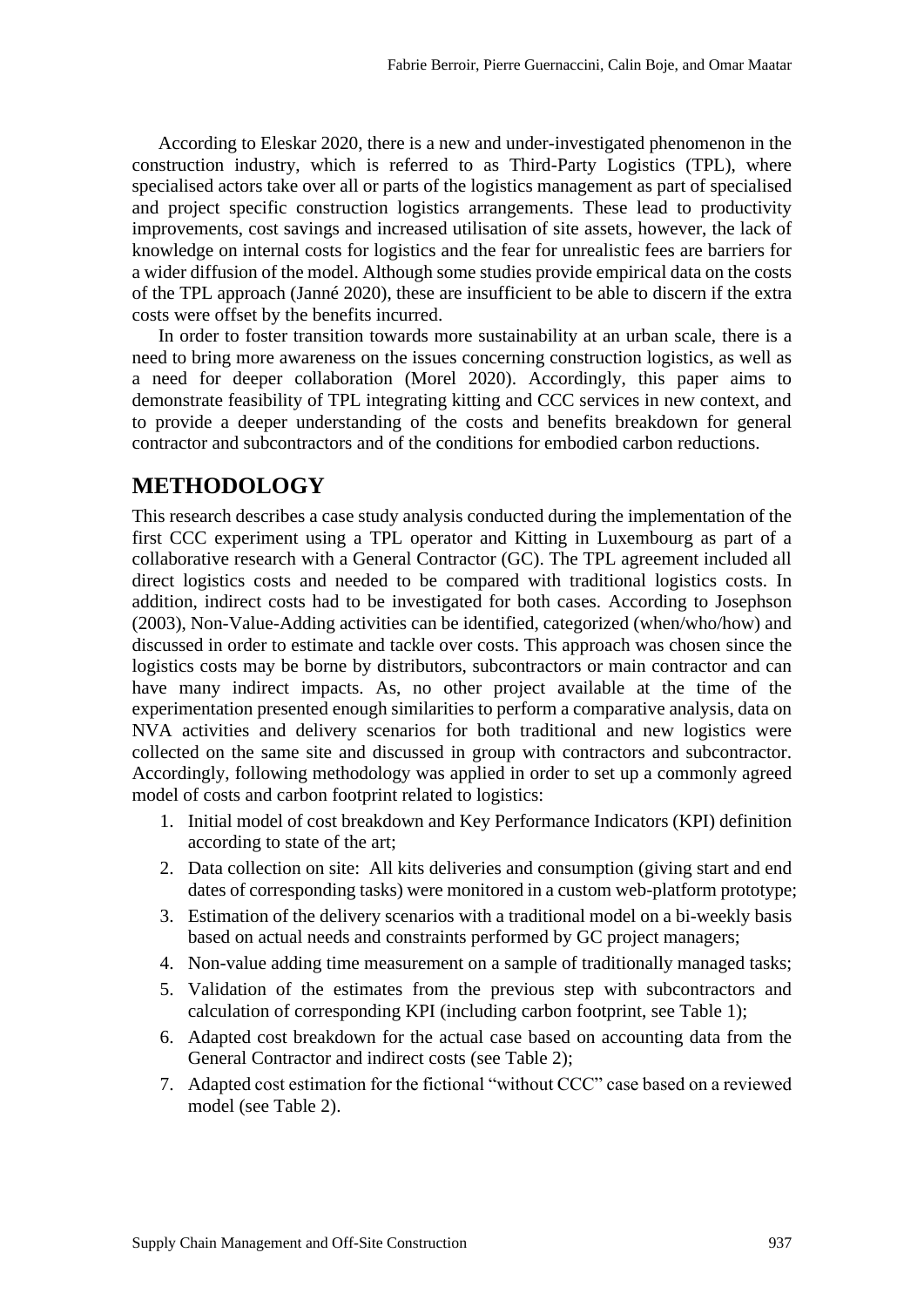According to Eleskar 2020, there is a new and under-investigated phenomenon in the construction industry, which is referred to as Third-Party Logistics (TPL), where specialised actors take over all or parts of the logistics management as part of specialised and project specific construction logistics arrangements. These lead to productivity improvements, cost savings and increased utilisation of site assets, however, the lack of knowledge on internal costs for logistics and the fear for unrealistic fees are barriers for a wider diffusion of the model. Although some studies provide empirical data on the costs of the TPL approach (Janné 2020), these are insufficient to be able to discern if the extra costs were offset by the benefits incurred.

In order to foster transition towards more sustainability at an urban scale, there is a need to bring more awareness on the issues concerning construction logistics, as well as a need for deeper collaboration (Morel 2020). Accordingly, this paper aims to demonstrate feasibility of TPL integrating kitting and CCC services in new context, and to provide a deeper understanding of the costs and benefits breakdown for general contractor and subcontractors and of the conditions for embodied carbon reductions.

## METHODOLOGY

This research describes a case study analysis conducted during the implementation of the first CCC experiment using a TPL operator and Kitting in Luxembourg as part of a collaborative research with a General Contractor (GC). The TPL agreement included all direct logistics costs and needed to be compared with traditional logistics costs. In addition, indirect costs had to be investigated for both cases. According to Josephson (2003), Non-Value-Adding activities can be identified, categorized (when/who/how) and discussed in order to estimate and tackle over costs. This approach was chosen since the logistics costs may be borne by distributors, subcontractors or main contractor and can have many indirect impacts. As, no other project available at the time of the experimentation presented enough similarities to perform a comparative analysis, data on NVA activities and delivery scenarios for both traditional and new logistics were collected on the same site and discussed in group with contractors and subcontractor. Accordingly, following methodology was applied in order to set up a commonly agreed model of costs and carbon footprint related to logistics:

1. Initial model of cost breakdown and Key Performance Indicators (KPI) definition according to state of the art;
2. Data collection on site: All kits deliveries and consumption (giving start and end dates of corresponding tasks) were monitored in a custom web-platform prototype;
3. Estimation of the delivery scenarios with a traditional model on a bi-weekly basis based on actual needs and constraints performed by GC project managers;
4. Non-value adding time measurement on a sample of traditionally managed tasks;
5. Validation of the estimates from the previous step with subcontractors and calculation of corresponding KPI (including carbon footprint, see Table 1);
6. Adapted cost breakdown for the actual case based on accounting data from the General Contractor and indirect costs (see Table 2);
7. Adapted cost estimation for the fictional "without CCC" case based on a reviewed model (see Table 2).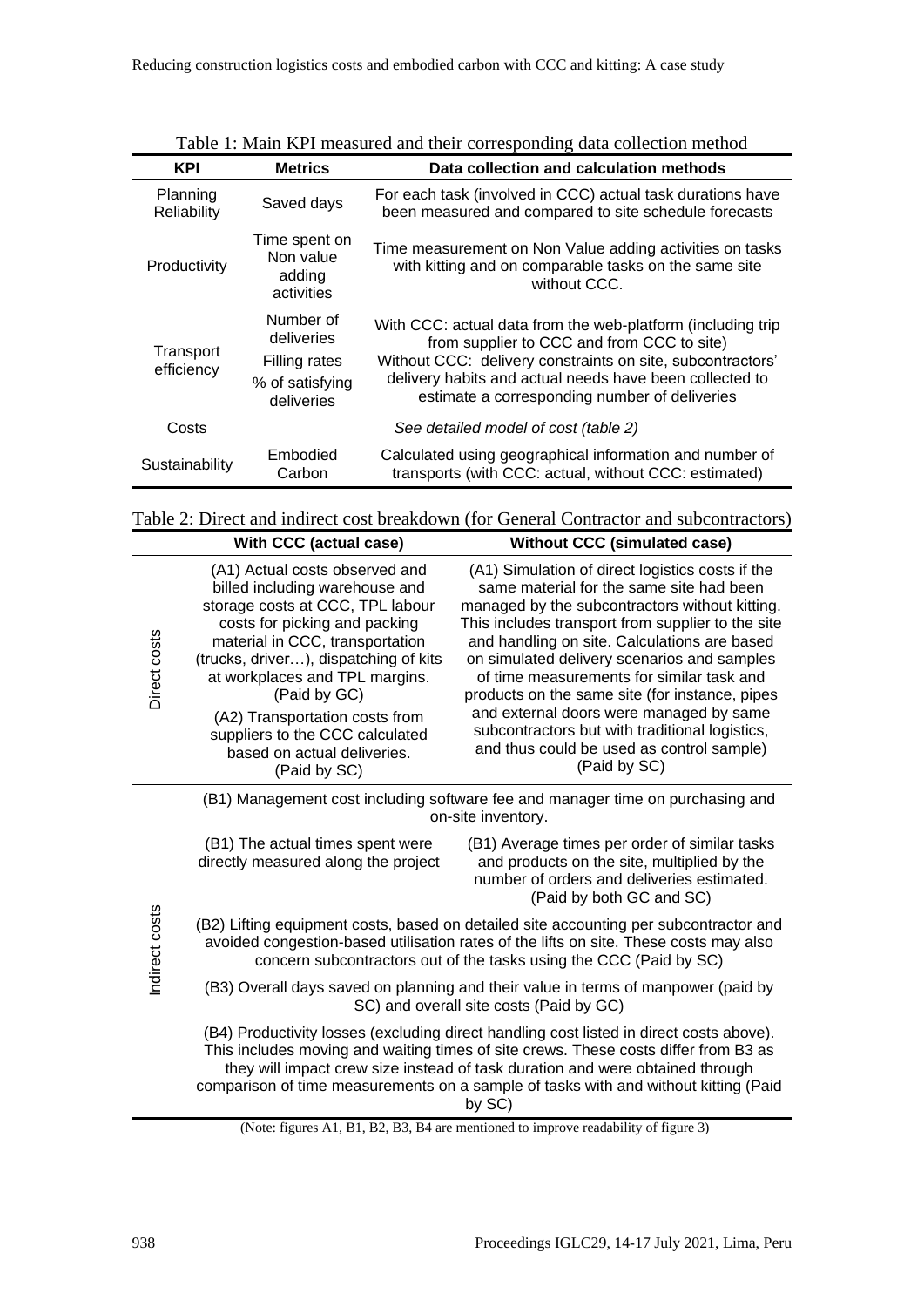Table 1: Main KPI measured and their corresponding data collection method

| KPI | Metrics | Data collection and calculation methods |
|---|---|---|
| Planning Reliability | Saved days | For each task (involved in CCC) actual task durations have been measured and compared to site schedule forecasts |
| Productivity | Time spent on Non value adding activities | Time measurement on Non Value adding activities on tasks with kitting and on comparable tasks on the same site without CCC. |
| Transport efficiency | Number of deliveries<br>Filling rates<br>% of satisfying deliveries | With CCC: actual data from the web-platform (including trip from supplier to CCC and from CCC to site)<br>Without CCC: delivery constraints on site, subcontractors' delivery habits and actual needs have been collected to estimate a corresponding number of deliveries |
| Costs | | *See detailed model of cost (table 2)* |
| Sustainability | Embodied Carbon | Calculated using geographical information and number of transports (with CCC: actual, without CCC: estimated) |

Table 2: Direct and indirect cost breakdown (for General Contractor and subcontractors)

| | With CCC (actual case) | Without CCC (simulated case) |
|---|---|---|
| Direct costs | (A1) Actual costs observed and billed including warehouse and storage costs at CCC, TPL labour costs for picking and packing material in CCC, transportation (trucks, driver…), dispatching of kits at workplaces and TPL margins. (Paid by GC)<br>(A2) Transportation costs from suppliers to the CCC calculated based on actual deliveries. (Paid by SC) | (A1) Simulation of direct logistics costs if the same material for the same site had been managed by the subcontractors without kitting. This includes transport from supplier to the site and handling on site. Calculations are based on simulated delivery scenarios and samples of time measurements for similar task and products on the same site (for instance, pipes and external doors were managed by same subcontractors but with traditional logistics, and thus could be used as control sample) (Paid by SC) |
| Indirect costs | (B1) Management cost including software fee and manager time on purchasing and on-site inventory. | |
| | (B1) The actual times spent were directly measured along the project | (B1) Average times per order of similar tasks and products on the site, multiplied by the number of orders and deliveries estimated. (Paid by both GC and SC) |
| | (B2) Lifting equipment costs, based on detailed site accounting per subcontractor and avoided congestion-based utilisation rates of the lifts on site. These costs may also concern subcontractors out of the tasks using the CCC (Paid by SC) | |
| | (B3) Overall days saved on planning and their value in terms of manpower (paid by SC) and overall site costs (Paid by GC) | |
| | (B4) Productivity losses (excluding direct handling cost listed in direct costs above). This includes moving and waiting times of site crews. These costs differ from B3 as they will impact crew size instead of task duration and were obtained through comparison of time measurements on a sample of tasks with and without kitting (Paid by SC) | |

(Note: figures A1, B1, B2, B3, B4 are mentioned to improve readability of figure 3)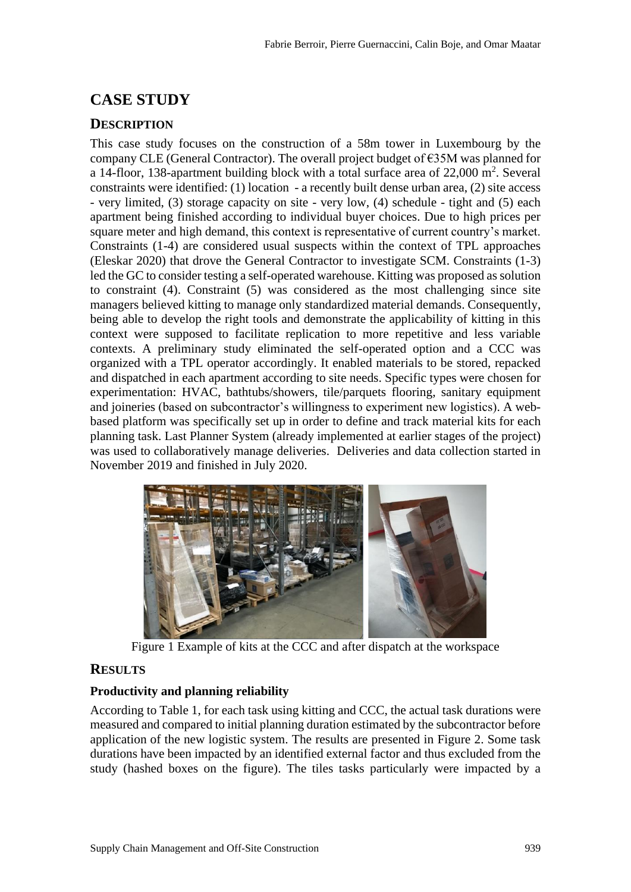## CASE STUDY

### DESCRIPTION

This case study focuses on the construction of a 58m tower in Luxembourg by the company CLE (General Contractor). The overall project budget of €35M was planned for a 14-floor, 138-apartment building block with a total surface area of 22,000 m$^2$. Several constraints were identified: (1) location - a recently built dense urban area, (2) site access - very limited, (3) storage capacity on site - very low, (4) schedule - tight and (5) each apartment being finished according to individual buyer choices. Due to high prices per square meter and high demand, this context is representative of current country's market. Constraints (1-4) are considered usual suspects within the context of TPL approaches (Eleskar 2020) that drove the General Contractor to investigate SCM. Constraints (1-3) led the GC to consider testing a self-operated warehouse. Kitting was proposed as solution to constraint (4). Constraint (5) was considered as the most challenging since site managers believed kitting to manage only standardized material demands. Consequently, being able to develop the right tools and demonstrate the applicability of kitting in this context were supposed to facilitate replication to more repetitive and less variable contexts. A preliminary study eliminated the self-operated option and a CCC was organized with a TPL operator accordingly. It enabled materials to be stored, repacked and dispatched in each apartment according to site needs. Specific types were chosen for experimentation: HVAC, bathtubs/showers, tile/parquets flooring, sanitary equipment and joineries (based on subcontractor's willingness to experiment new logistics). A web-based platform was specifically set up in order to define and track material kits for each planning task. Last Planner System (already implemented at earlier stages of the project) was used to collaboratively manage deliveries. Deliveries and data collection started in November 2019 and finished in July 2020.

Figure 1 Example of kits at the CCC and after dispatch at the workspace

### RESULTS

#### Productivity and planning reliability

According to Table 1, for each task using kitting and CCC, the actual task durations were measured and compared to initial planning duration estimated by the subcontractor before application of the new logistic system. The results are presented in Figure 2. Some task durations have been impacted by an identified external factor and thus excluded from the study (hashed boxes on the figure). The tiles tasks particularly were impacted by a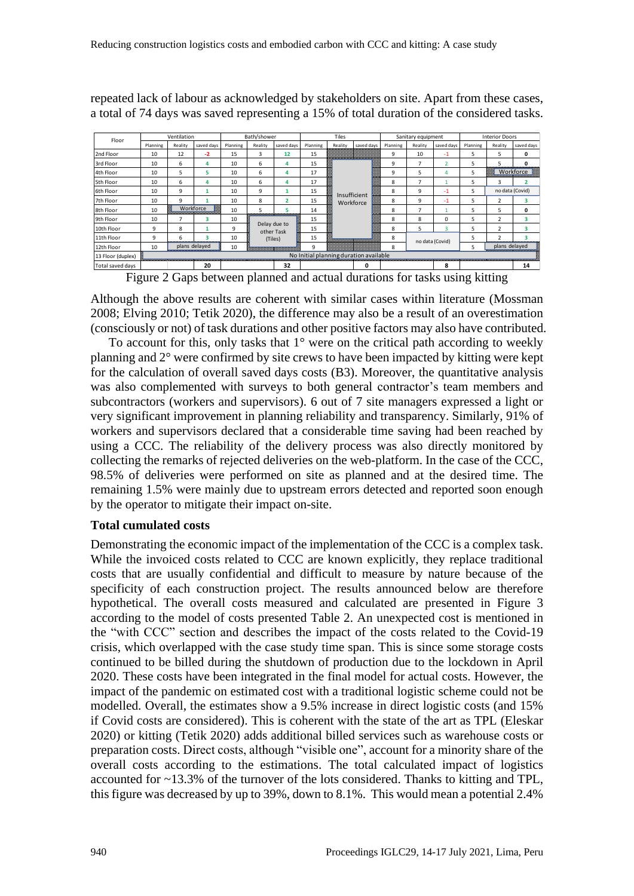repeated lack of labour as acknowledged by stakeholders on site. Apart from these cases, a total of 74 days was saved representing a 15% of total duration of the considered tasks.

| Floor | Ventilation | | | Bath/shower | | | Tiles | | | Sanitary equipment | | | Interior Doors | | |
|---|---|---|---|---|---|---|---|---|---|---|---|---|---|---|---|
| | Planning | Reality | saved days | Planning | Reality | saved days | Planning | Reality | saved days | Planning | Reality | saved days | Planning | Reality | saved days |
| 2nd Floor | 10 | 12 | -2 | 15 | 3 | 12 | 15 | | | 9 | 10 | -1 | 5 | 5 | 0 |
| 3rd Floor | 10 | 6 | 4 | 10 | 6 | 4 | 15 | | | 9 | 7 | 2 | 5 | 5 | 0 |
| 4th Floor | 10 | 5 | 5 | 10 | 6 | 4 | 17 | | | 9 | 5 | 4 | 5 | Workforce | |
| 5th Floor | 10 | 6 | 4 | 10 | 6 | 4 | 17 | | | 8 | 7 | 1 | 5 | 3 | 2 |
| 6th Floor | 10 | 9 | 1 | 10 | 9 | 1 | 15 | Insufficient Workforce | | 8 | 9 | -1 | 5 | no data (Covid) | |
| 7th Floor | 10 | 9 | 1 | 10 | 8 | 2 | 15 | | | 8 | 9 | -1 | 5 | 2 | 3 |
| 8th Floor | 10 | Workforce | | 10 | 5 | 5 | 14 | | | 8 | 7 | 1 | 5 | 5 | 0 |
| 9th Floor | 10 | 7 | 3 | 10 | Delay due to other Task (Tiles) | | 15 | | | 8 | 8 | 0 | 5 | 2 | 3 |
| 10th Floor | 9 | 8 | 1 | 9 | | | 15 | | | 8 | 5 | 3 | 5 | 2 | 3 |
| 11th Floor | 9 | 6 | 3 | 10 | | | 15 | | | 8 | no data (Covid) | | 5 | 2 | 3 |
| 12th Floor | 10 | plans delayed | | 10 | | | 9 | | | 8 | | | 5 | plans delayed | |
| 13 Floor (duplex) | No Initial planning duration available | | | | | | | | | | | | | | |
| Total saved days | | | 20 | | | 32 | | | 0 | | | 8 | | | 14 |

Figure 2 Gaps between planned and actual durations for tasks using kitting

Although the above results are coherent with similar cases within literature (Mossman 2008; Elving 2010; Tetik 2020), the difference may also be a result of an overestimation (consciously or not) of task durations and other positive factors may also have contributed.

To account for this, only tasks that 1° were on the critical path according to weekly planning and 2° were confirmed by site crews to have been impacted by kitting were kept for the calculation of overall saved days costs (B3). Moreover, the quantitative analysis was also complemented with surveys to both general contractor's team members and subcontractors (workers and supervisors). 6 out of 7 site managers expressed a light or very significant improvement in planning reliability and transparency. Similarly, 91% of workers and supervisors declared that a considerable time saving had been reached by using a CCC. The reliability of the delivery process was also directly monitored by collecting the remarks of rejected deliveries on the web-platform. In the case of the CCC, 98.5% of deliveries were performed on site as planned and at the desired time. The remaining 1.5% were mainly due to upstream errors detected and reported soon enough by the operator to mitigate their impact on-site.

### Total cumulated costs

Demonstrating the economic impact of the implementation of the CCC is a complex task. While the invoiced costs related to CCC are known explicitly, they replace traditional costs that are usually confidential and difficult to measure by nature because of the specificity of each construction project. The results announced below are therefore hypothetical. The overall costs measured and calculated are presented in Figure 3 according to the model of costs presented Table 2. An unexpected cost is mentioned in the "with CCC" section and describes the impact of the costs related to the Covid-19 crisis, which overlapped with the case study time span. This is since some storage costs continued to be billed during the shutdown of production due to the lockdown in April 2020. These costs have been integrated in the final model for actual costs. However, the impact of the pandemic on estimated cost with a traditional logistic scheme could not be modelled. Overall, the estimates show a 9.5% increase in direct logistic costs (and 15% if Covid costs are considered). This is coherent with the state of the art as TPL (Eleskar 2020) or kitting (Tetik 2020) adds additional billed services such as warehouse costs or preparation costs. Direct costs, although "visible one", account for a minority share of the overall costs according to the estimations. The total calculated impact of logistics accounted for ~13.3% of the turnover of the lots considered. Thanks to kitting and TPL, this figure was decreased by up to 39%, down to 8.1%. This would mean a potential 2.4%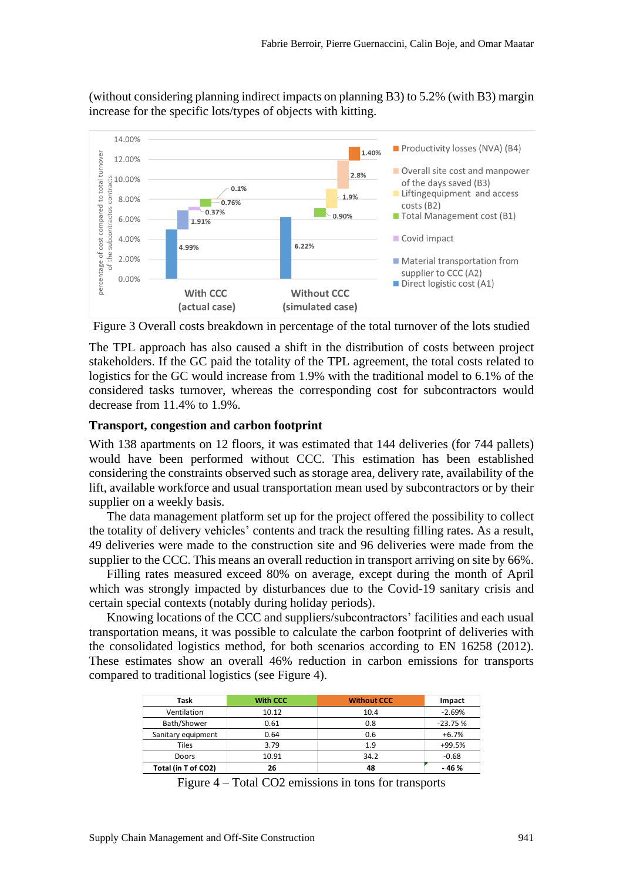(without considering planning indirect impacts on planning B3) to 5.2% (with B3) margin increase for the specific lots/types of objects with kitting.

Figure 3 Overall costs breakdown in percentage of the total turnover of the lots studied

The TPL approach has also caused a shift in the distribution of costs between project stakeholders. If the GC paid the totality of the TPL agreement, the total costs related to logistics for the GC would increase from 1.9% with the traditional model to 6.1% of the considered tasks turnover, whereas the corresponding cost for subcontractors would decrease from 11.4% to 1.9%.

### Transport, congestion and carbon footprint

With 138 apartments on 12 floors, it was estimated that 144 deliveries (for 744 pallets) would have been performed without CCC. This estimation has been established considering the constraints observed such as storage area, delivery rate, availability of the lift, available workforce and usual transportation mean used by subcontractors or by their supplier on a weekly basis.

The data management platform set up for the project offered the possibility to collect the totality of delivery vehicles' contents and track the resulting filling rates. As a result, 49 deliveries were made to the construction site and 96 deliveries were made from the supplier to the CCC. This means an overall reduction in transport arriving on site by 66%.

Filling rates measured exceed 80% on average, except during the month of April which was strongly impacted by disturbances due to the Covid-19 sanitary crisis and certain special contexts (notably during holiday periods).

Knowing locations of the CCC and suppliers/subcontractors' facilities and each usual transportation means, it was possible to calculate the carbon footprint of deliveries with the consolidated logistics method, for both scenarios according to EN 16258 (2012). These estimates show an overall 46% reduction in carbon emissions for transports compared to traditional logistics (see Figure 4).

| Task | With CCC | Without CCC | Impact |
|---|---|---|---|
| Ventilation | 10.12 | 10.4 | -2.69% |
| Bath/Shower | 0.61 | 0.8 | -23.75 % |
| Sanitary equipment | 0.64 | 0.6 | +6.7% |
| Tiles | 3.79 | 1.9 | +99.5% |
| Doors | 10.91 | 34.2 | -0.68 |
| **Total (in T of CO2)** | **26** | **48** | **- 46 %** |

Figure 4 – Total $CO_2$ emissions in tons for transports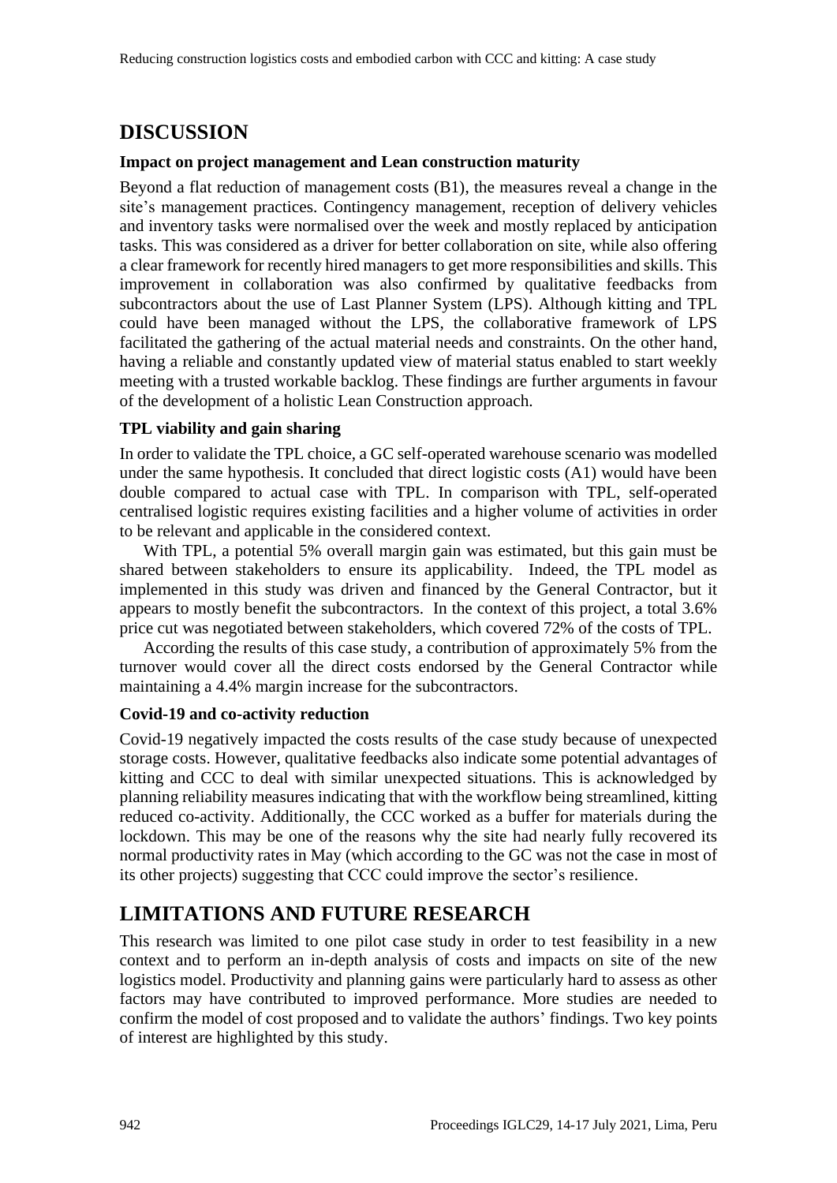# DISCUSSION

### Impact on project management and Lean construction maturity

Beyond a flat reduction of management costs (B1), the measures reveal a change in the site's management practices. Contingency management, reception of delivery vehicles and inventory tasks were normalised over the week and mostly replaced by anticipation tasks. This was considered as a driver for better collaboration on site, while also offering a clear framework for recently hired managers to get more responsibilities and skills. This improvement in collaboration was also confirmed by qualitative feedbacks from subcontractors about the use of Last Planner System (LPS). Although kitting and TPL could have been managed without the LPS, the collaborative framework of LPS facilitated the gathering of the actual material needs and constraints. On the other hand, having a reliable and constantly updated view of material status enabled to start weekly meeting with a trusted workable backlog. These findings are further arguments in favour of the development of a holistic Lean Construction approach.

### TPL viability and gain sharing

In order to validate the TPL choice, a GC self-operated warehouse scenario was modelled under the same hypothesis. It concluded that direct logistic costs (A1) would have been double compared to actual case with TPL. In comparison with TPL, self-operated centralised logistic requires existing facilities and a higher volume of activities in order to be relevant and applicable in the considered context.

With TPL, a potential 5% overall margin gain was estimated, but this gain must be shared between stakeholders to ensure its applicability. Indeed, the TPL model as implemented in this study was driven and financed by the General Contractor, but it appears to mostly benefit the subcontractors. In the context of this project, a total 3.6% price cut was negotiated between stakeholders, which covered 72% of the costs of TPL.

According the results of this case study, a contribution of approximately 5% from the turnover would cover all the direct costs endorsed by the General Contractor while maintaining a 4.4% margin increase for the subcontractors.

### Covid-19 and co-activity reduction

Covid-19 negatively impacted the costs results of the case study because of unexpected storage costs. However, qualitative feedbacks also indicate some potential advantages of kitting and CCC to deal with similar unexpected situations. This is acknowledged by planning reliability measures indicating that with the workflow being streamlined, kitting reduced co-activity. Additionally, the CCC worked as a buffer for materials during the lockdown. This may be one of the reasons why the site had nearly fully recovered its normal productivity rates in May (which according to the GC was not the case in most of its other projects) suggesting that CCC could improve the sector's resilience.

# LIMITATIONS AND FUTURE RESEARCH

This research was limited to one pilot case study in order to test feasibility in a new context and to perform an in-depth analysis of costs and impacts on site of the new logistics model. Productivity and planning gains were particularly hard to assess as other factors may have contributed to improved performance. More studies are needed to confirm the model of cost proposed and to validate the authors' findings. Two key points of interest are highlighted by this study.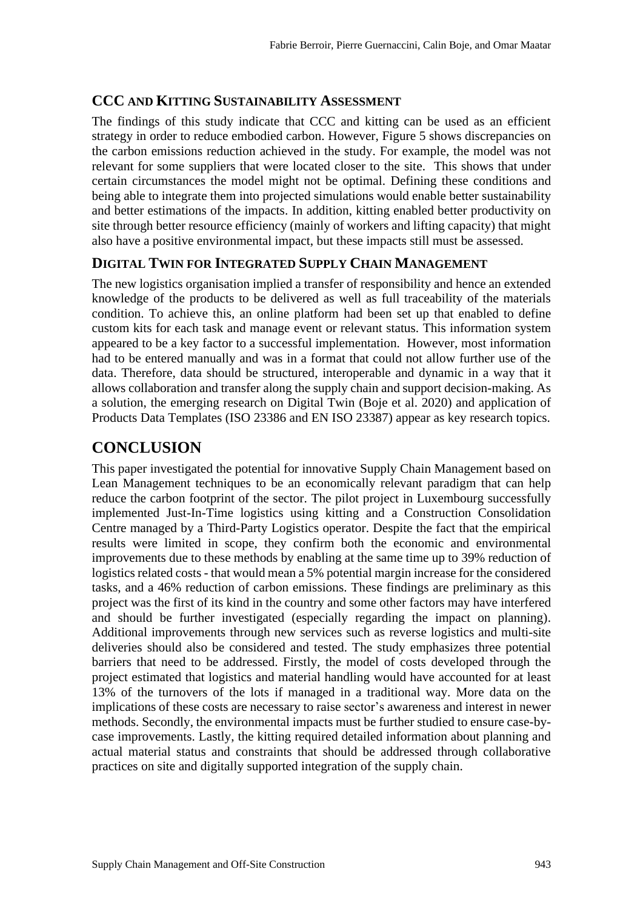### CCC and Kitting Sustainability Assessment

The findings of this study indicate that CCC and kitting can be used as an efficient strategy in order to reduce embodied carbon. However, Figure 5 shows discrepancies on the carbon emissions reduction achieved in the study. For example, the model was not relevant for some suppliers that were located closer to the site. This shows that under certain circumstances the model might not be optimal. Defining these conditions and being able to integrate them into projected simulations would enable better sustainability and better estimations of the impacts. In addition, kitting enabled better productivity on site through better resource efficiency (mainly of workers and lifting capacity) that might also have a positive environmental impact, but these impacts still must be assessed.

### Digital Twin for Integrated Supply Chain Management

The new logistics organisation implied a transfer of responsibility and hence an extended knowledge of the products to be delivered as well as full traceability of the materials condition. To achieve this, an online platform had been set up that enabled to define custom kits for each task and manage event or relevant status. This information system appeared to be a key factor to a successful implementation. However, most information had to be entered manually and was in a format that could not allow further use of the data. Therefore, data should be structured, interoperable and dynamic in a way that it allows collaboration and transfer along the supply chain and support decision-making. As a solution, the emerging research on Digital Twin (Boje et al. 2020) and application of Products Data Templates (ISO 23386 and EN ISO 23387) appear as key research topics.

## CONCLUSION

This paper investigated the potential for innovative Supply Chain Management based on Lean Management techniques to be an economically relevant paradigm that can help reduce the carbon footprint of the sector. The pilot project in Luxembourg successfully implemented Just-In-Time logistics using kitting and a Construction Consolidation Centre managed by a Third-Party Logistics operator. Despite the fact that the empirical results were limited in scope, they confirm both the economic and environmental improvements due to these methods by enabling at the same time up to 39% reduction of logistics related costs - that would mean a 5% potential margin increase for the considered tasks, and a 46% reduction of carbon emissions. These findings are preliminary as this project was the first of its kind in the country and some other factors may have interfered and should be further investigated (especially regarding the impact on planning). Additional improvements through new services such as reverse logistics and multi-site deliveries should also be considered and tested. The study emphasizes three potential barriers that need to be addressed. Firstly, the model of costs developed through the project estimated that logistics and material handling would have accounted for at least 13% of the turnovers of the lots if managed in a traditional way. More data on the implications of these costs are necessary to raise sector's awareness and interest in newer methods. Secondly, the environmental impacts must be further studied to ensure case-by-case improvements. Lastly, the kitting required detailed information about planning and actual material status and constraints that should be addressed through collaborative practices on site and digitally supported integration of the supply chain.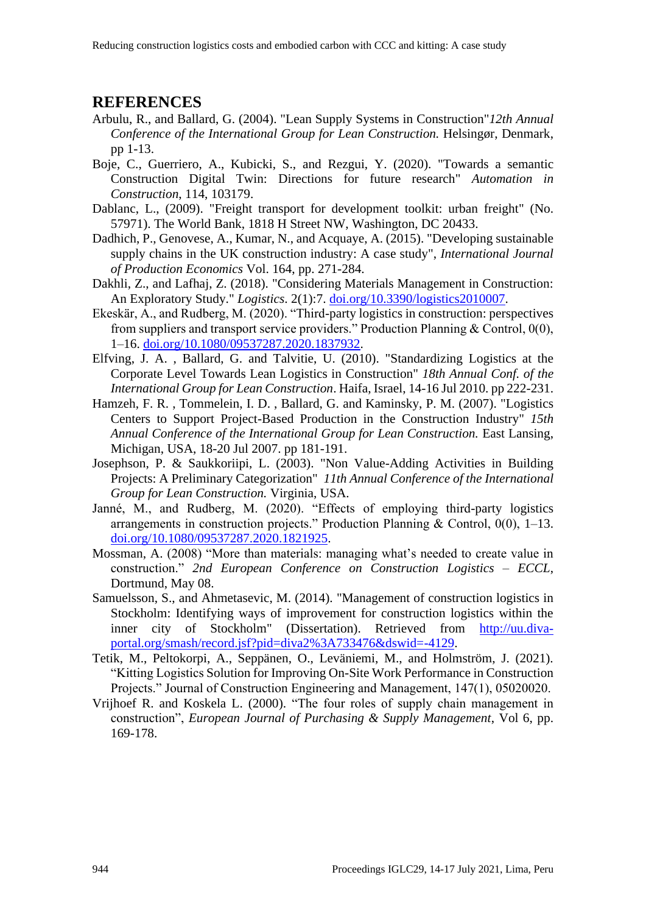## REFERENCES

Arbulu, R., and Ballard, G. (2004). "Lean Supply Systems in Construction"*12th Annual Conference of the International Group for Lean Construction.* Helsingør, Denmark, pp 1-13.

Boje, C., Guerriero, A., Kubicki, S., and Rezgui, Y. (2020). "Towards a semantic Construction Digital Twin: Directions for future research" *Automation in Construction*, 114, 103179.

Dablanc, L., (2009). "Freight transport for development toolkit: urban freight" (No. 57971). The World Bank, 1818 H Street NW, Washington, DC 20433.

Dadhich, P., Genovese, A., Kumar, N., and Acquaye, A. (2015). "Developing sustainable supply chains in the UK construction industry: A case study", *International Journal of Production Economics* Vol. 164, pp. 271-284.

Dakhli, Z., and Lafhaj, Z. (2018). "Considering Materials Management in Construction: An Exploratory Study." *Logistics*. 2(1):7. doi.org/10.3390/logistics2010007.

Ekeskär, A., and Rudberg, M. (2020). "Third-party logistics in construction: perspectives from suppliers and transport service providers." Production Planning & Control, 0(0), 1–16. doi.org/10.1080/09537287.2020.1837932.

Elfving, J. A. , Ballard, G. and Talvitie, U. (2010). "Standardizing Logistics at the Corporate Level Towards Lean Logistics in Construction" *18th Annual Conf. of the International Group for Lean Construction*. Haifa, Israel, 14-16 Jul 2010. pp 222-231.

Hamzeh, F. R. , Tommelein, I. D. , Ballard, G. and Kaminsky, P. M. (2007). "Logistics Centers to Support Project-Based Production in the Construction Industry" *15th Annual Conference of the International Group for Lean Construction.* East Lansing, Michigan, USA, 18-20 Jul 2007. pp 181-191.

Josephson, P. & Saukkoriipi, L. (2003). "Non Value-Adding Activities in Building Projects: A Preliminary Categorization" *11th Annual Conference of the International Group for Lean Construction.* Virginia, USA.

Janné, M., and Rudberg, M. (2020). "Effects of employing third-party logistics arrangements in construction projects." Production Planning & Control, 0(0), 1–13. doi.org/10.1080/09537287.2020.1821925.

Mossman, A. (2008) "More than materials: managing what's needed to create value in construction." *2nd European Conference on Construction Logistics – ECCL*, Dortmund, May 08.

Samuelsson, S., and Ahmetasevic, M. (2014). "Management of construction logistics in Stockholm: Identifying ways of improvement for construction logistics within the inner city of Stockholm" (Dissertation). Retrieved from http://uu.diva-portal.org/smash/record.jsf?pid=diva2%3A733476&dswid=-4129.

Tetik, M., Peltokorpi, A., Seppänen, O., Leväniemi, M., and Holmström, J. (2021). "Kitting Logistics Solution for Improving On-Site Work Performance in Construction Projects." Journal of Construction Engineering and Management, 147(1), 05020020.

Vrijhoef R. and Koskela L. (2000). "The four roles of supply chain management in construction", *European Journal of Purchasing & Supply Management*, Vol 6, pp. 169-178.